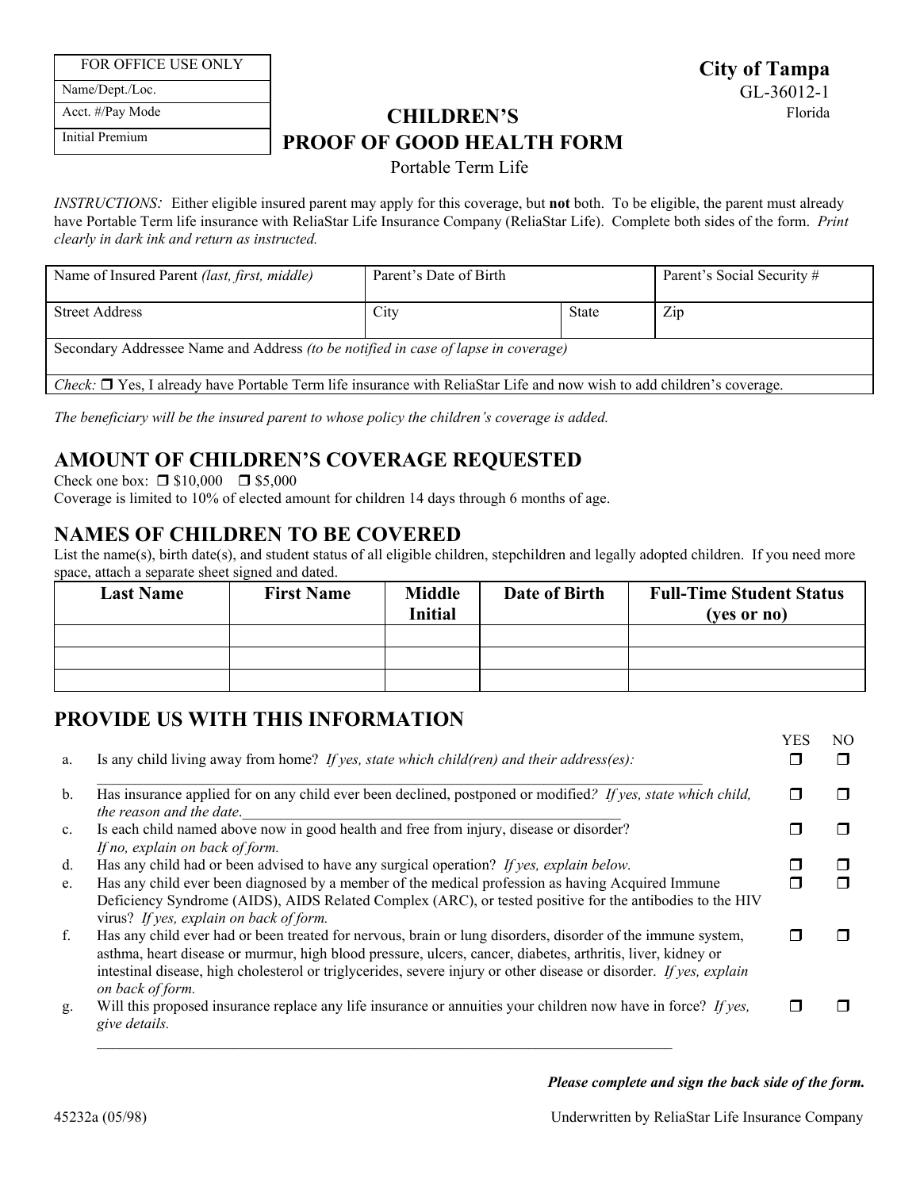| FOR OFFICE USE ONLY |
| --- |
| Name/Dept./Loc. |
| Acct. #/Pay Mode |
| Initial Premium |

**City of Tampa**
GL-36012-1
Florida

# CHILDREN'S PROOF OF GOOD HEALTH FORM

Portable Term Life

*INSTRUCTIONS:* Either eligible insured parent may apply for this coverage, but **not** both. To be eligible, the parent must already have Portable Term life insurance with ReliaStar Life Insurance Company (ReliaStar Life). Complete both sides of the form. *Print clearly in dark ink and return as instructed.*

| Name of Insured Parent *(last, first, middle)* | Parent's Date of Birth | | Parent's Social Security # |
| --- | --- | --- | --- |
| Street Address | City | State | Zip |
| Secondary Addressee Name and Address *(to be notified in case of lapse in coverage)* | | | |
| *Check:* ❐ Yes, I already have Portable Term life insurance with ReliaStar Life and now wish to add children's coverage. | | | |

*The beneficiary will be the insured parent to whose policy the children's coverage is added.*

## AMOUNT OF CHILDREN'S COVERAGE REQUESTED

Check one box: ❐ $10,000 ❐ $5,000

Coverage is limited to 10% of elected amount for children 14 days through 6 months of age.

## NAMES OF CHILDREN TO BE COVERED

List the name(s), birth date(s), and student status of all eligible children, stepchildren and legally adopted children. If you need more space, attach a separate sheet signed and dated.

| Last Name | First Name | Middle Initial | Date of Birth | Full-Time Student Status (yes or no) |
| --- | --- | --- | --- | --- |
| | | | | |
| | | | | |
| | | | | |

## PROVIDE US WITH THIS INFORMATION

| | | YES | NO |
| --- | --- | --- | --- |
| a. | Is any child living away from home? *If yes, state which child(ren) and their address(es):* ______________________________ | ❐ | ❐ |
| b. | Has insurance applied for on any child ever been declined, postponed or modified? *If yes, state which child, the reason and the date.*______________________________ | ❐ | ❐ |
| c. | Is each child named above now in good health and free from injury, disease or disorder? *If no, explain on back of form.* | ❐ | ❐ |
| d. | Has any child had or been advised to have any surgical operation? *If yes, explain below.* | ❐ | ❐ |
| e. | Has any child ever been diagnosed by a member of the medical profession as having Acquired Immune Deficiency Syndrome (AIDS), AIDS Related Complex (ARC), or tested positive for the antibodies to the HIV virus? *If yes, explain on back of form.* | ❐ | ❐ |
| f. | Has any child ever had or been treated for nervous, brain or lung disorders, disorder of the immune system, asthma, heart disease or murmur, high blood pressure, ulcers, cancer, diabetes, arthritis, liver, kidney or intestinal disease, high cholesterol or triglycerides, severe injury or other disease or disorder. *If yes, explain on back of form.* | ❐ | ❐ |
| g. | Will this proposed insurance replace any life insurance or annuities your children now have in force? *If yes, give details.* ______________________________ | ❐ | ❐ |

***Please complete and sign the back side of the form.***

45232a (05/98)

Underwritten by ReliaStar Life Insurance Company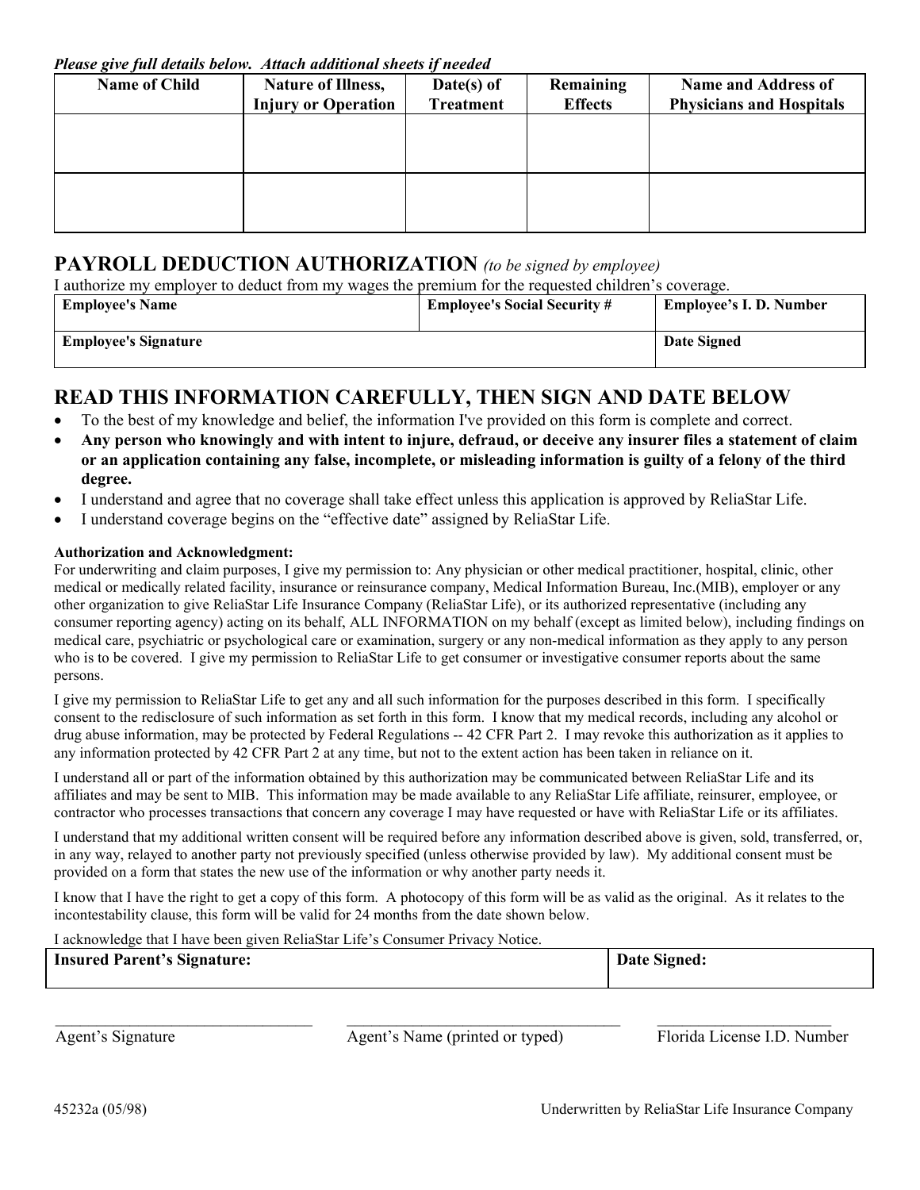*Please give full details below. Attach additional sheets if needed*

| Name of Child | Nature of Illness, Injury or Operation | Date(s) of Treatment | Remaining Effects | Name and Address of Physicians and Hospitals |
|---|---|---|---|---|
| | | | | |
| | | | | |

## PAYROLL DEDUCTION AUTHORIZATION *(to be signed by employee)*

I authorize my employer to deduct from my wages the premium for the requested children's coverage.

| Employee's Name | Employee's Social Security # | Employee's I. D. Number |
|---|---|---|
| **Employee's Signature** | | **Date Signed** |

## READ THIS INFORMATION CAREFULLY, THEN SIGN AND DATE BELOW

- To the best of my knowledge and belief, the information I've provided on this form is complete and correct.
- **Any person who knowingly and with intent to injure, defraud, or deceive any insurer files a statement of claim or an application containing any false, incomplete, or misleading information is guilty of a felony of the third degree.**
- I understand and agree that no coverage shall take effect unless this application is approved by ReliaStar Life.
- I understand coverage begins on the "effective date" assigned by ReliaStar Life.

**Authorization and Acknowledgment:**

For underwriting and claim purposes, I give my permission to: Any physician or other medical practitioner, hospital, clinic, other medical or medically related facility, insurance or reinsurance company, Medical Information Bureau, Inc.(MIB), employer or any other organization to give ReliaStar Life Insurance Company (ReliaStar Life), or its authorized representative (including any consumer reporting agency) acting on its behalf, ALL INFORMATION on my behalf (except as limited below), including findings on medical care, psychiatric or psychological care or examination, surgery or any non-medical information as they apply to any person who is to be covered. I give my permission to ReliaStar Life to get consumer or investigative consumer reports about the same persons.

I give my permission to ReliaStar Life to get any and all such information for the purposes described in this form. I specifically consent to the redisclosure of such information as set forth in this form. I know that my medical records, including any alcohol or drug abuse information, may be protected by Federal Regulations -- 42 CFR Part 2. I may revoke this authorization as it applies to any information protected by 42 CFR Part 2 at any time, but not to the extent action has been taken in reliance on it.

I understand all or part of the information obtained by this authorization may be communicated between ReliaStar Life and its affiliates and may be sent to MIB. This information may be made available to any ReliaStar Life affiliate, reinsurer, employee, or contractor who processes transactions that concern any coverage I may have requested or have with ReliaStar Life or its affiliates.

I understand that my additional written consent will be required before any information described above is given, sold, transferred, or, in any way, relayed to another party not previously specified (unless otherwise provided by law). My additional consent must be provided on a form that states the new use of the information or why another party needs it.

I know that I have the right to get a copy of this form. A photocopy of this form will be as valid as the original. As it relates to the incontestability clause, this form will be valid for 24 months from the date shown below.

I acknowledge that I have been given ReliaStar Life's Consumer Privacy Notice.

| Insured Parent's Signature: | Date Signed: |
|---|---|
| | |

| ______________________________ | ______________________________ | ______________________ |
|---|---|---|
| Agent's Signature | Agent's Name (printed or typed) | Florida License I.D. Number |

45232a (05/98) Underwritten by ReliaStar Life Insurance Company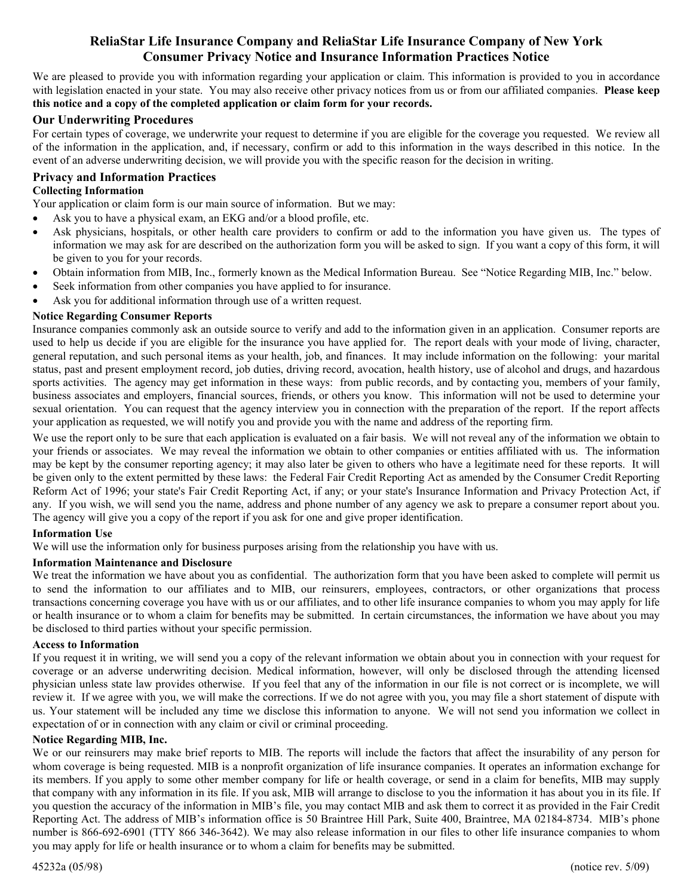# ReliaStar Life Insurance Company and ReliaStar Life Insurance Company of New York
# Consumer Privacy Notice and Insurance Information Practices Notice

We are pleased to provide you with information regarding your application or claim. This information is provided to you in accordance with legislation enacted in your state. You may also receive other privacy notices from us or from our affiliated companies. **Please keep this notice and a copy of the completed application or claim form for your records.**

## Our Underwriting Procedures

For certain types of coverage, we underwrite your request to determine if you are eligible for the coverage you requested. We review all of the information in the application, and, if necessary, confirm or add to this information in the ways described in this notice. In the event of an adverse underwriting decision, we will provide you with the specific reason for the decision in writing.

## Privacy and Information Practices

### Collecting Information

Your application or claim form is our main source of information. But we may:

- Ask you to have a physical exam, an EKG and/or a blood profile, etc.
- Ask physicians, hospitals, or other health care providers to confirm or add to the information you have given us. The types of information we may ask for are described on the authorization form you will be asked to sign. If you want a copy of this form, it will be given to you for your records.
- Obtain information from MIB, Inc., formerly known as the Medical Information Bureau. See "Notice Regarding MIB, Inc." below.
- Seek information from other companies you have applied to for insurance.
- Ask you for additional information through use of a written request.

### Notice Regarding Consumer Reports

Insurance companies commonly ask an outside source to verify and add to the information given in an application. Consumer reports are used to help us decide if you are eligible for the insurance you have applied for. The report deals with your mode of living, character, general reputation, and such personal items as your health, job, and finances. It may include information on the following: your marital status, past and present employment record, job duties, driving record, avocation, health history, use of alcohol and drugs, and hazardous sports activities. The agency may get information in these ways: from public records, and by contacting you, members of your family, business associates and employers, financial sources, friends, or others you know. This information will not be used to determine your sexual orientation. You can request that the agency interview you in connection with the preparation of the report. If the report affects your application as requested, we will notify you and provide you with the name and address of the reporting firm.

We use the report only to be sure that each application is evaluated on a fair basis. We will not reveal any of the information we obtain to your friends or associates. We may reveal the information we obtain to other companies or entities affiliated with us. The information may be kept by the consumer reporting agency; it may also later be given to others who have a legitimate need for these reports. It will be given only to the extent permitted by these laws: the Federal Fair Credit Reporting Act as amended by the Consumer Credit Reporting Reform Act of 1996; your state's Fair Credit Reporting Act, if any; or your state's Insurance Information and Privacy Protection Act, if any. If you wish, we will send you the name, address and phone number of any agency we ask to prepare a consumer report about you. The agency will give you a copy of the report if you ask for one and give proper identification.

### Information Use

We will use the information only for business purposes arising from the relationship you have with us.

### Information Maintenance and Disclosure

We treat the information we have about you as confidential. The authorization form that you have been asked to complete will permit us to send the information to our affiliates and to MIB, our reinsurers, employees, contractors, or other organizations that process transactions concerning coverage you have with us or our affiliates, and to other life insurance companies to whom you may apply for life or health insurance or to whom a claim for benefits may be submitted. In certain circumstances, the information we have about you may be disclosed to third parties without your specific permission.

### Access to Information

If you request it in writing, we will send you a copy of the relevant information we obtain about you in connection with your request for coverage or an adverse underwriting decision. Medical information, however, will only be disclosed through the attending licensed physician unless state law provides otherwise. If you feel that any of the information in our file is not correct or is incomplete, we will review it. If we agree with you, we will make the corrections. If we do not agree with you, you may file a short statement of dispute with us. Your statement will be included any time we disclose this information to anyone. We will not send you information we collect in expectation of or in connection with any claim or civil or criminal proceeding.

### Notice Regarding MIB, Inc.

We or our reinsurers may make brief reports to MIB. The reports will include the factors that affect the insurability of any person for whom coverage is being requested. MIB is a nonprofit organization of life insurance companies. It operates an information exchange for its members. If you apply to some other member company for life or health coverage, or send in a claim for benefits, MIB may supply that company with any information in its file. If you ask, MIB will arrange to disclose to you the information it has about you in its file. If you question the accuracy of the information in MIB's file, you may contact MIB and ask them to correct it as provided in the Fair Credit Reporting Act. The address of MIB's information office is 50 Braintree Hill Park, Suite 400, Braintree, MA 02184-8734. MIB's phone number is 866-692-6901 (TTY 866 346-3642). We may also release information in our files to other life insurance companies to whom you may apply for life or health insurance or to whom a claim for benefits may be submitted.

45232a (05/98) (notice rev. 5/09)